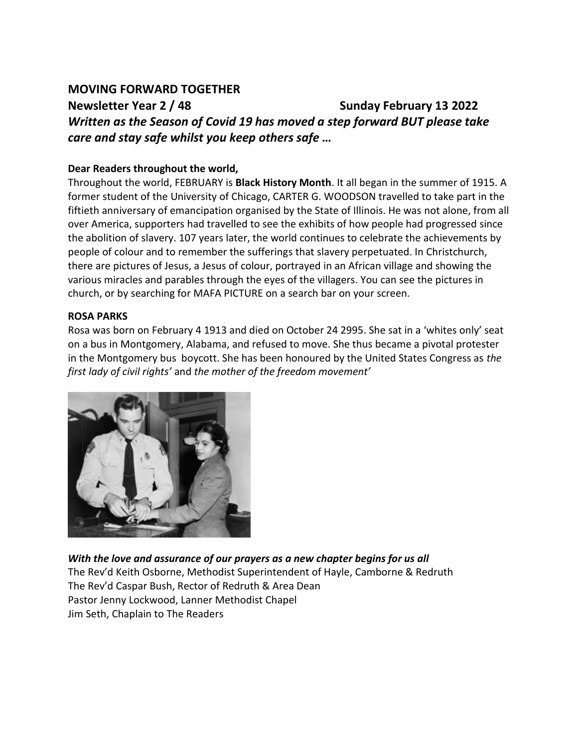**MOVING FORWARD TOGETHER**

**Newsletter Year 2 / 48 Sunday February 13 2022**

***Written as the Season of Covid 19 has moved a step forward BUT please take care and stay safe whilst you keep others safe …***

**Dear Readers throughout the world,**

Throughout the world, FEBRUARY is **Black History Month**. It all began in the summer of 1915. A former student of the University of Chicago, CARTER G. WOODSON travelled to take part in the fiftieth anniversary of emancipation organised by the State of Illinois. He was not alone, from all over America, supporters had travelled to see the exhibits of how people had progressed since the abolition of slavery. 107 years later, the world continues to celebrate the achievements by people of colour and to remember the sufferings that slavery perpetuated. In Christchurch, there are pictures of Jesus, a Jesus of colour, portrayed in an African village and showing the various miracles and parables through the eyes of the villagers. You can see the pictures in church, or by searching for MAFA PICTURE on a search bar on your screen.

**ROSA PARKS**

Rosa was born on February 4 1913 and died on October 24 2995. She sat in a 'whites only' seat on a bus in Montgomery, Alabama, and refused to move. She thus became a pivotal protester in the Montgomery bus boycott. She has been honoured by the United States Congress as *the first lady of civil rights'* and *the mother of the freedom movement'*

***With the love and assurance of our prayers as a new chapter begins for us all***

The Rev'd Keith Osborne, Methodist Superintendent of Hayle, Camborne & Redruth

The Rev'd Caspar Bush, Rector of Redruth & Area Dean

Pastor Jenny Lockwood, Lanner Methodist Chapel

Jim Seth, Chaplain to The Readers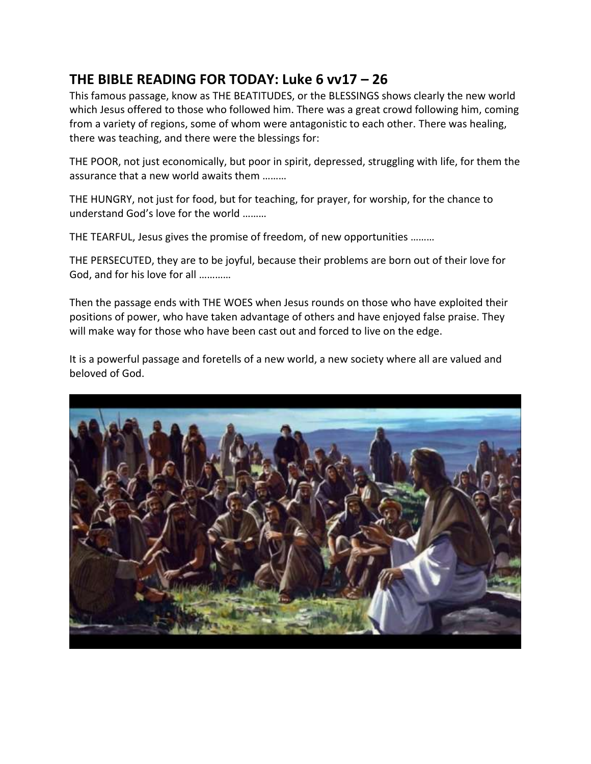## THE BIBLE READING FOR TODAY: Luke 6 vv17 – 26

This famous passage, know as THE BEATITUDES, or the BLESSINGS shows clearly the new world which Jesus offered to those who followed him. There was a great crowd following him, coming from a variety of regions, some of whom were antagonistic to each other. There was healing, there was teaching, and there were the blessings for:

THE POOR, not just economically, but poor in spirit, depressed, struggling with life, for them the assurance that a new world awaits them ………

THE HUNGRY, not just for food, but for teaching, for prayer, for worship, for the chance to understand God's love for the world ………

THE TEARFUL, Jesus gives the promise of freedom, of new opportunities ………

THE PERSECUTED, they are to be joyful, because their problems are born out of their love for God, and for his love for all …………

Then the passage ends with THE WOES when Jesus rounds on those who have exploited their positions of power, who have taken advantage of others and have enjoyed false praise. They will make way for those who have been cast out and forced to live on the edge.

It is a powerful passage and foretells of a new world, a new society where all are valued and beloved of God.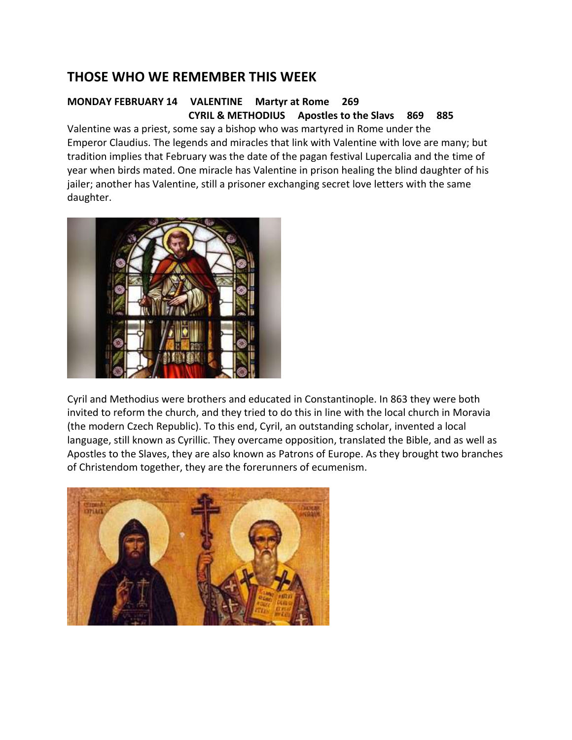## THOSE WHO WE REMEMBER THIS WEEK

**MONDAY FEBRUARY 14 VALENTINE Martyr at Rome 269**
**CYRIL & METHODIUS Apostles to the Slavs 869 885**

Valentine was a priest, some say a bishop who was martyred in Rome under the Emperor Claudius. The legends and miracles that link with Valentine with love are many; but tradition implies that February was the date of the pagan festival Lupercalia and the time of year when birds mated. One miracle has Valentine in prison healing the blind daughter of his jailer; another has Valentine, still a prisoner exchanging secret love letters with the same daughter.

Cyril and Methodius were brothers and educated in Constantinople. In 863 they were both invited to reform the church, and they tried to do this in line with the local church in Moravia (the modern Czech Republic). To this end, Cyril, an outstanding scholar, invented a local language, still known as Cyrillic. They overcame opposition, translated the Bible, and as well as Apostles to the Slaves, they are also known as Patrons of Europe. As they brought two branches of Christendom together, they are the forerunners of ecumenism.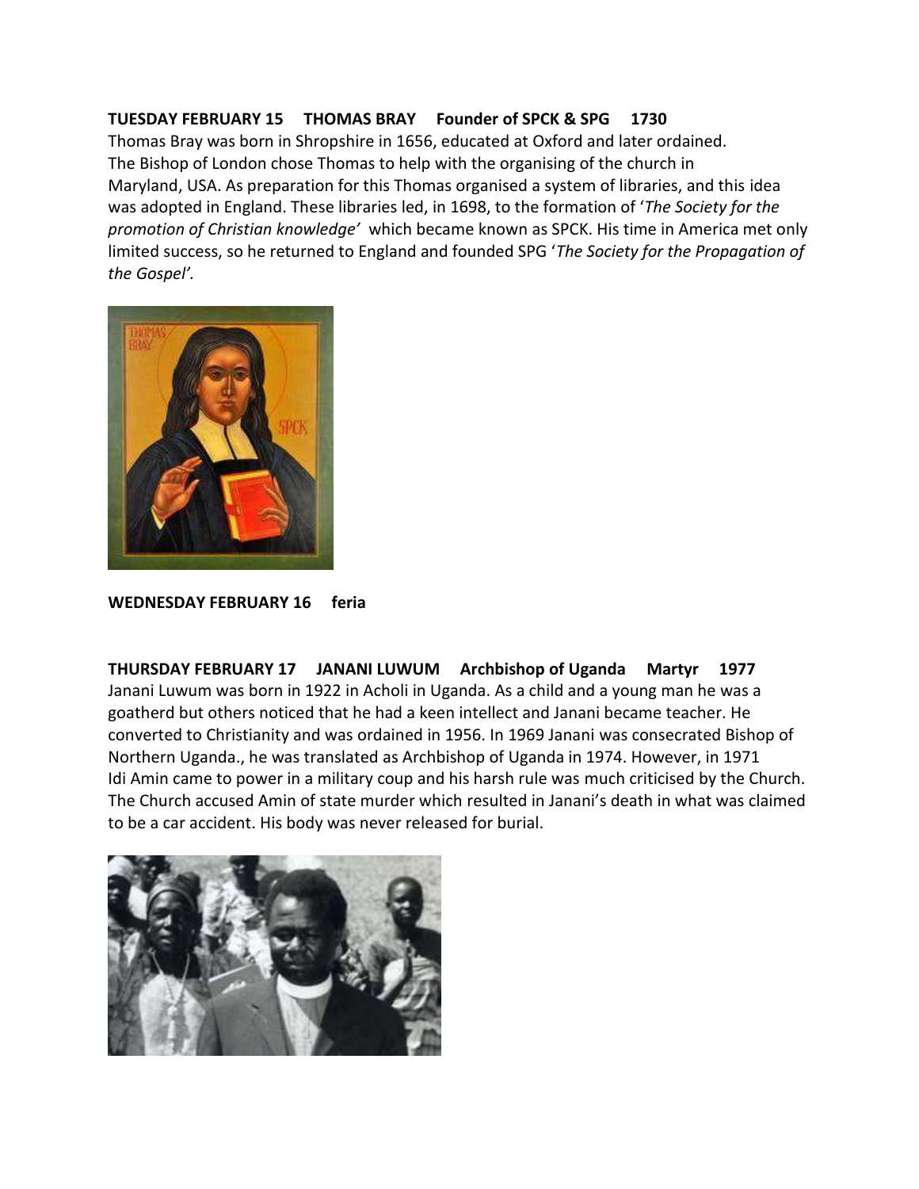**TUESDAY FEBRUARY 15     THOMAS BRAY     Founder of SPCK & SPG     1730**

Thomas Bray was born in Shropshire in 1656, educated at Oxford and later ordained. The Bishop of London chose Thomas to help with the organising of the church in Maryland, USA. As preparation for this Thomas organised a system of libraries, and this idea was adopted in England. These libraries led, in 1698, to the formation of '*The Society for the promotion of Christian knowledge'* which became known as SPCK. His time in America met only limited success, so he returned to England and founded SPG '*The Society for the Propagation of the Gospel'*.

**WEDNESDAY FEBRUARY 16     feria**

**THURSDAY FEBRUARY 17     JANANI LUWUM     Archbishop of Uganda     Martyr     1977**

Janani Luwum was born in 1922 in Acholi in Uganda. As a child and a young man he was a goatherd but others noticed that he had a keen intellect and Janani became teacher. He converted to Christianity and was ordained in 1956. In 1969 Janani was consecrated Bishop of Northern Uganda., he was translated as Archbishop of Uganda in 1974. However, in 1971 Idi Amin came to power in a military coup and his harsh rule was much criticised by the Church. The Church accused Amin of state murder which resulted in Janani's death in what was claimed to be a car accident. His body was never released for burial.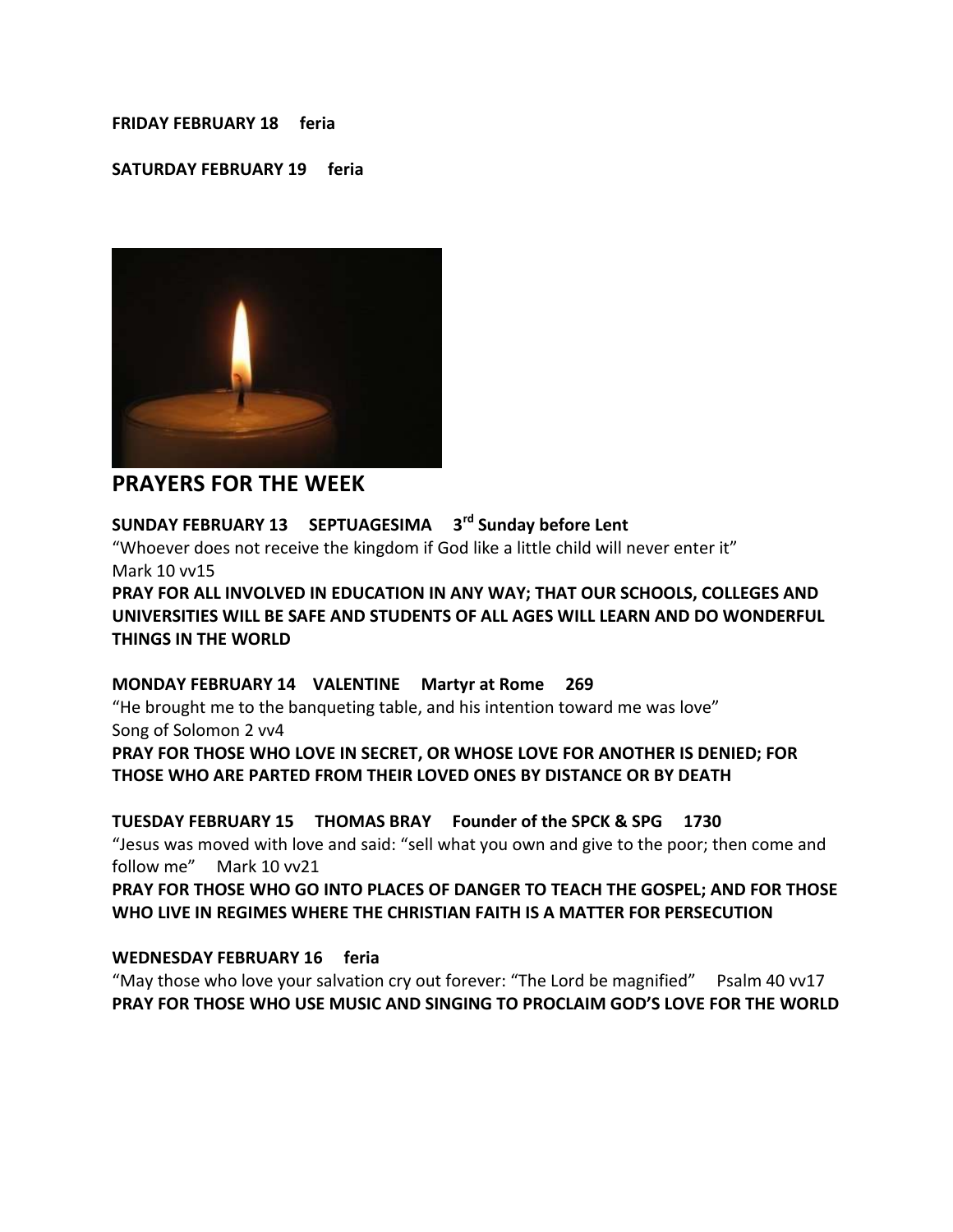**FRIDAY FEBRUARY 18 feria**

**SATURDAY FEBRUARY 19 feria**

## PRAYERS FOR THE WEEK

**SUNDAY FEBRUARY 13 SEPTUAGESIMA 3rd Sunday before Lent**

"Whoever does not receive the kingdom if God like a little child will never enter it"
Mark 10 vv15

**PRAY FOR ALL INVOLVED IN EDUCATION IN ANY WAY; THAT OUR SCHOOLS, COLLEGES AND UNIVERSITIES WILL BE SAFE AND STUDENTS OF ALL AGES WILL LEARN AND DO WONDERFUL THINGS IN THE WORLD**

**MONDAY FEBRUARY 14 VALENTINE Martyr at Rome 269**

"He brought me to the banqueting table, and his intention toward me was love"
Song of Solomon 2 vv4

**PRAY FOR THOSE WHO LOVE IN SECRET, OR WHOSE LOVE FOR ANOTHER IS DENIED; FOR THOSE WHO ARE PARTED FROM THEIR LOVED ONES BY DISTANCE OR BY DEATH**

**TUESDAY FEBRUARY 15 THOMAS BRAY Founder of the SPCK & SPG 1730**

"Jesus was moved with love and said: "sell what you own and give to the poor; then come and follow me" Mark 10 vv21

**PRAY FOR THOSE WHO GO INTO PLACES OF DANGER TO TEACH THE GOSPEL; AND FOR THOSE WHO LIVE IN REGIMES WHERE THE CHRISTIAN FAITH IS A MATTER FOR PERSECUTION**

**WEDNESDAY FEBRUARY 16 feria**

"May those who love your salvation cry out forever: "The Lord be magnified" Psalm 40 vv17

**PRAY FOR THOSE WHO USE MUSIC AND SINGING TO PROCLAIM GOD'S LOVE FOR THE WORLD**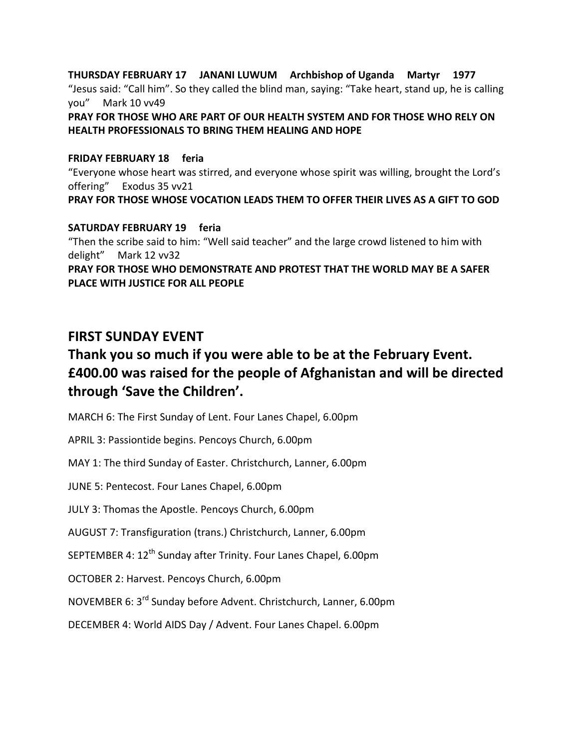**THURSDAY FEBRUARY 17 JANANI LUWUM Archbishop of Uganda Martyr 1977**

"Jesus said: "Call him". So they called the blind man, saying: "Take heart, stand up, he is calling you" Mark 10 vv49

**PRAY FOR THOSE WHO ARE PART OF OUR HEALTH SYSTEM AND FOR THOSE WHO RELY ON HEALTH PROFESSIONALS TO BRING THEM HEALING AND HOPE**

**FRIDAY FEBRUARY 18 feria**

"Everyone whose heart was stirred, and everyone whose spirit was willing, brought the Lord's offering" Exodus 35 vv21

**PRAY FOR THOSE WHOSE VOCATION LEADS THEM TO OFFER THEIR LIVES AS A GIFT TO GOD**

**SATURDAY FEBRUARY 19 feria**

"Then the scribe said to him: "Well said teacher" and the large crowd listened to him with delight" Mark 12 vv32

**PRAY FOR THOSE WHO DEMONSTRATE AND PROTEST THAT THE WORLD MAY BE A SAFER PLACE WITH JUSTICE FOR ALL PEOPLE**

## FIRST SUNDAY EVENT

## Thank you so much if you were able to be at the February Event. £400.00 was raised for the people of Afghanistan and will be directed through 'Save the Children'.

MARCH 6: The First Sunday of Lent. Four Lanes Chapel, 6.00pm

APRIL 3: Passiontide begins. Pencoys Church, 6.00pm

MAY 1: The third Sunday of Easter. Christchurch, Lanner, 6.00pm

JUNE 5: Pentecost. Four Lanes Chapel, 6.00pm

JULY 3: Thomas the Apostle. Pencoys Church, 6.00pm

AUGUST 7: Transfiguration (trans.) Christchurch, Lanner, 6.00pm

SEPTEMBER 4: 12th Sunday after Trinity. Four Lanes Chapel, 6.00pm

OCTOBER 2: Harvest. Pencoys Church, 6.00pm

NOVEMBER 6: 3rd Sunday before Advent. Christchurch, Lanner, 6.00pm

DECEMBER 4: World AIDS Day / Advent. Four Lanes Chapel. 6.00pm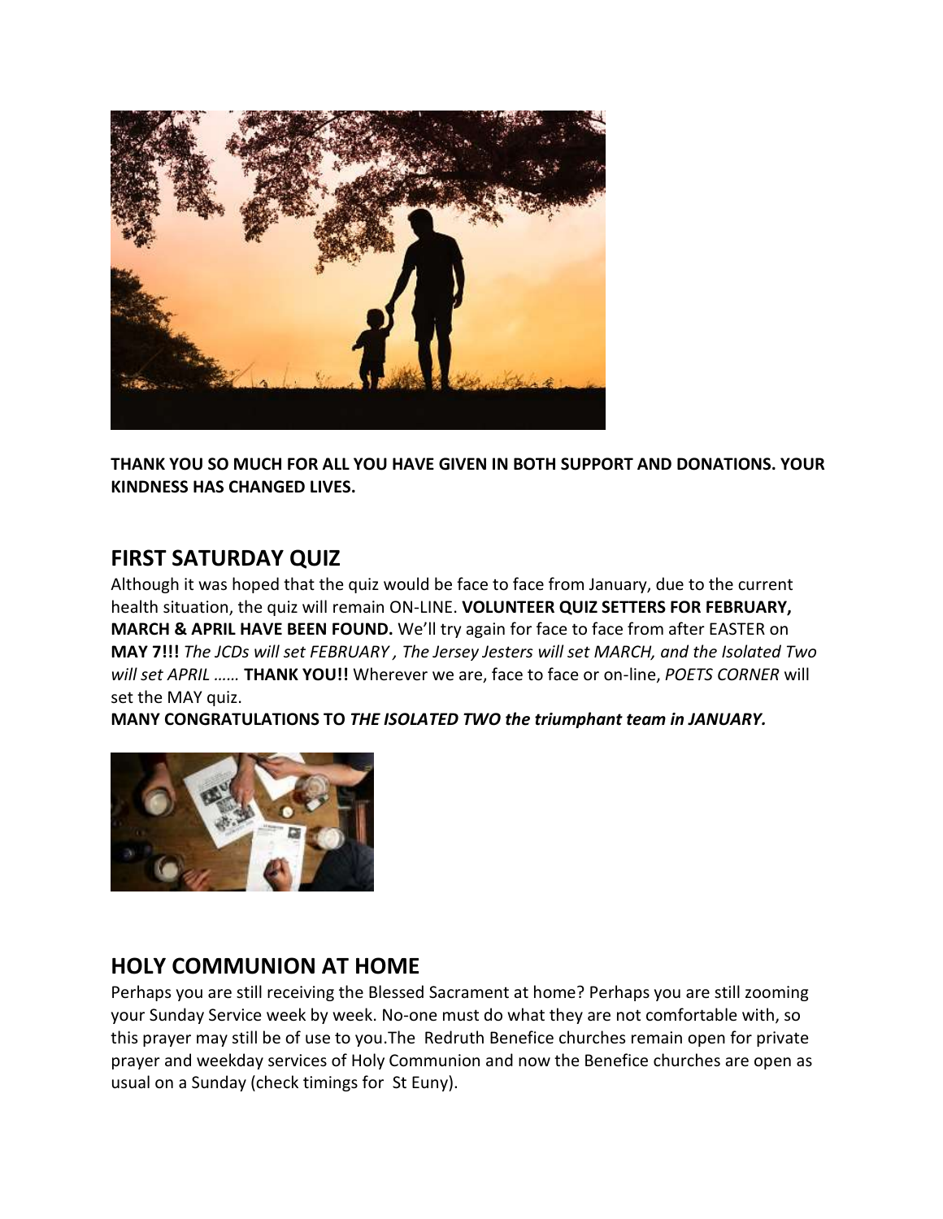**THANK YOU SO MUCH FOR ALL YOU HAVE GIVEN IN BOTH SUPPORT AND DONATIONS. YOUR KINDNESS HAS CHANGED LIVES.**

## FIRST SATURDAY QUIZ

Although it was hoped that the quiz would be face to face from January, due to the current health situation, the quiz will remain ON-LINE. **VOLUNTEER QUIZ SETTERS FOR FEBRUARY, MARCH & APRIL HAVE BEEN FOUND.** We'll try again for face to face from after EASTER on **MAY 7!!!** *The JCDs will set FEBRUARY , The Jersey Jesters will set MARCH, and the Isolated Two will set APRIL ……* **THANK YOU!!** Wherever we are, face to face or on-line, *POETS CORNER* will set the MAY quiz.

**MANY CONGRATULATIONS TO *THE ISOLATED TWO the triumphant team in JANUARY.***

## HOLY COMMUNION AT HOME

Perhaps you are still receiving the Blessed Sacrament at home? Perhaps you are still zooming your Sunday Service week by week. No-one must do what they are not comfortable with, so this prayer may still be of use to you.The Redruth Benefice churches remain open for private prayer and weekday services of Holy Communion and now the Benefice churches are open as usual on a Sunday (check timings for St Euny).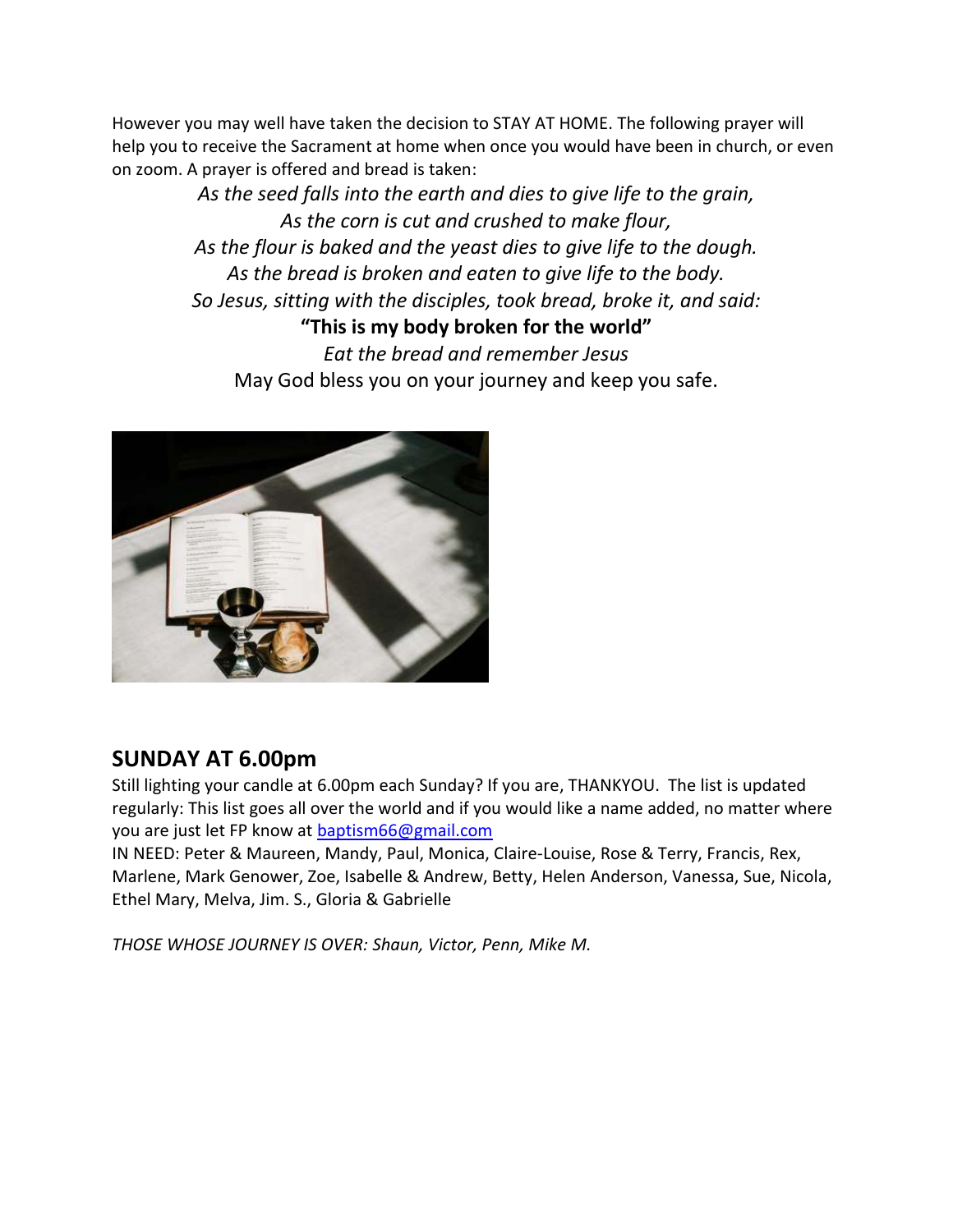However you may well have taken the decision to STAY AT HOME. The following prayer will help you to receive the Sacrament at home when once you would have been in church, or even on zoom. A prayer is offered and bread is taken:

*As the seed falls into the earth and dies to give life to the grain,*
*As the corn is cut and crushed to make flour,*
*As the flour is baked and the yeast dies to give life to the dough.*
*As the bread is broken and eaten to give life to the body.*
*So Jesus, sitting with the disciples, took bread, broke it, and said:*

**"This is my body broken for the world"**

*Eat the bread and remember Jesus*

May God bless you on your journey and keep you safe.

## SUNDAY AT 6.00pm

Still lighting your candle at 6.00pm each Sunday? If you are, THANKYOU. The list is updated regularly: This list goes all over the world and if you would like a name added, no matter where you are just let FP know at baptism66@gmail.com

IN NEED: Peter & Maureen, Mandy, Paul, Monica, Claire-Louise, Rose & Terry, Francis, Rex, Marlene, Mark Genower, Zoe, Isabelle & Andrew, Betty, Helen Anderson, Vanessa, Sue, Nicola, Ethel Mary, Melva, Jim. S., Gloria & Gabrielle

*THOSE WHOSE JOURNEY IS OVER: Shaun, Victor, Penn, Mike M.*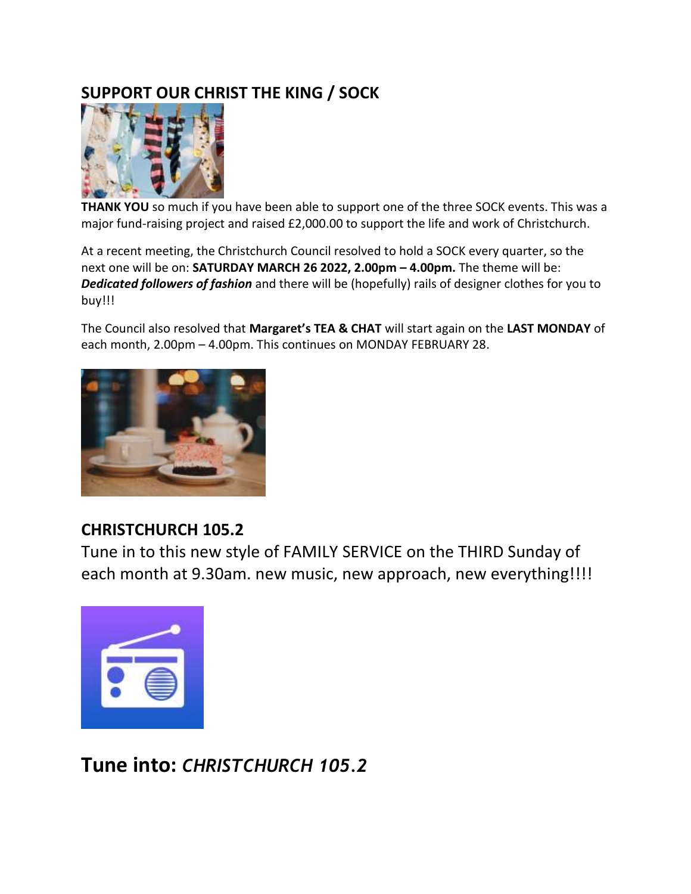## SUPPORT OUR CHRIST THE KING / SOCK

**THANK YOU** so much if you have been able to support one of the three SOCK events. This was a major fund-raising project and raised £2,000.00 to support the life and work of Christchurch.

At a recent meeting, the Christchurch Council resolved to hold a SOCK every quarter, so the next one will be on: **SATURDAY MARCH 26 2022, 2.00pm – 4.00pm.** The theme will be: ***Dedicated followers of fashion*** and there will be (hopefully) rails of designer clothes for you to buy!!!

The Council also resolved that **Margaret's TEA & CHAT** will start again on the **LAST MONDAY** of each month, 2.00pm – 4.00pm. This continues on MONDAY FEBRUARY 28.

## CHRISTCHURCH 105.2

Tune in to this new style of FAMILY SERVICE on the THIRD Sunday of each month at 9.30am. new music, new approach, new everything!!!!

# Tune into: *CHRISTCHURCH 105.2*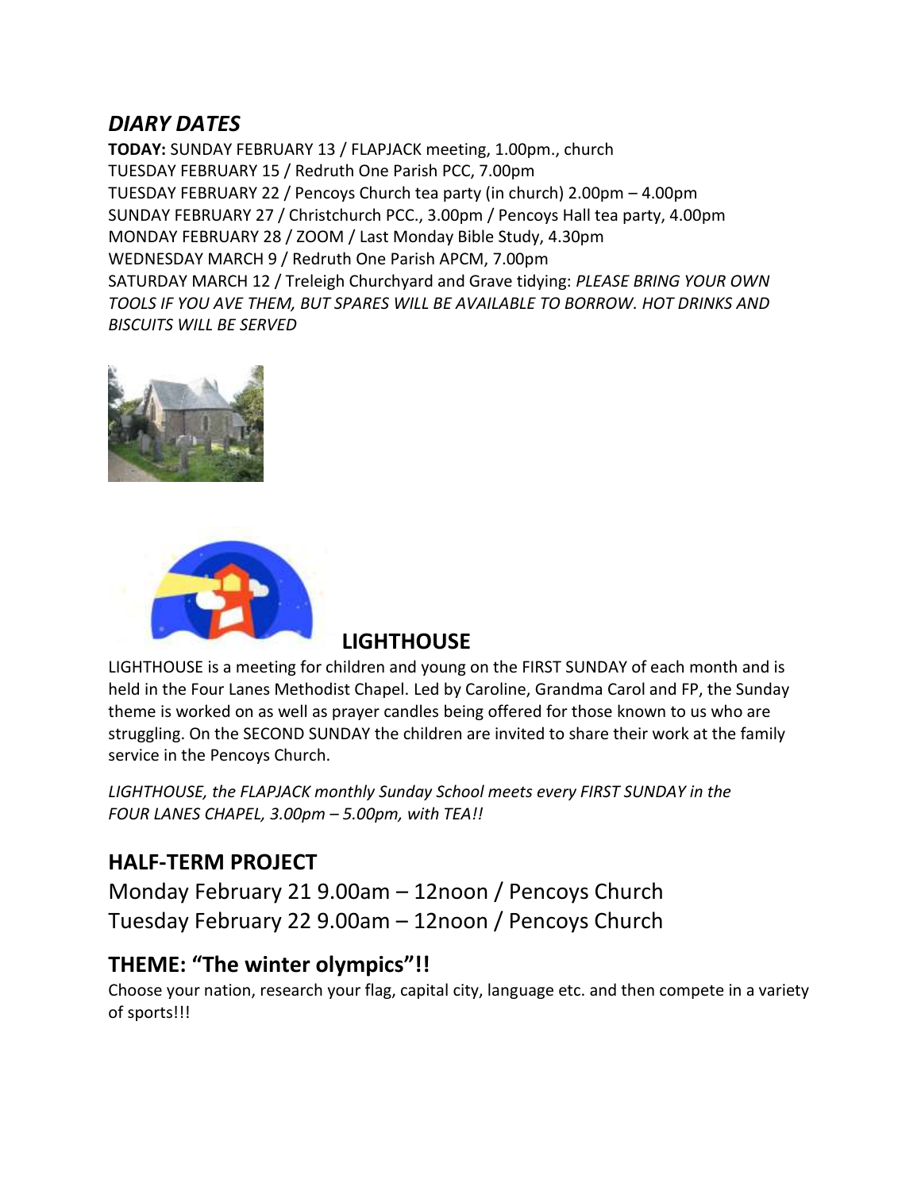## *DIARY DATES*

**TODAY:** SUNDAY FEBRUARY 13 / FLAPJACK meeting, 1.00pm., church
TUESDAY FEBRUARY 15 / Redruth One Parish PCC, 7.00pm
TUESDAY FEBRUARY 22 / Pencoys Church tea party (in church) 2.00pm – 4.00pm
SUNDAY FEBRUARY 27 / Christchurch PCC., 3.00pm / Pencoys Hall tea party, 4.00pm
MONDAY FEBRUARY 28 / ZOOM / Last Monday Bible Study, 4.30pm
WEDNESDAY MARCH 9 / Redruth One Parish APCM, 7.00pm
SATURDAY MARCH 12 / Treleigh Churchyard and Grave tidying: *PLEASE BRING YOUR OWN TOOLS IF YOU AVE THEM, BUT SPARES WILL BE AVAILABLE TO BORROW. HOT DRINKS AND BISCUITS WILL BE SERVED*

## LIGHTHOUSE

LIGHTHOUSE is a meeting for children and young on the FIRST SUNDAY of each month and is held in the Four Lanes Methodist Chapel. Led by Caroline, Grandma Carol and FP, the Sunday theme is worked on as well as prayer candles being offered for those known to us who are struggling. On the SECOND SUNDAY the children are invited to share their work at the family service in the Pencoys Church.

*LIGHTHOUSE, the FLAPJACK monthly Sunday School meets every FIRST SUNDAY in the FOUR LANES CHAPEL, 3.00pm – 5.00pm, with TEA!!*

## HALF-TERM PROJECT

Monday February 21 9.00am – 12noon / Pencoys Church
Tuesday February 22 9.00am – 12noon / Pencoys Church

## THEME: "The winter olympics"!!

Choose your nation, research your flag, capital city, language etc. and then compete in a variety of sports!!!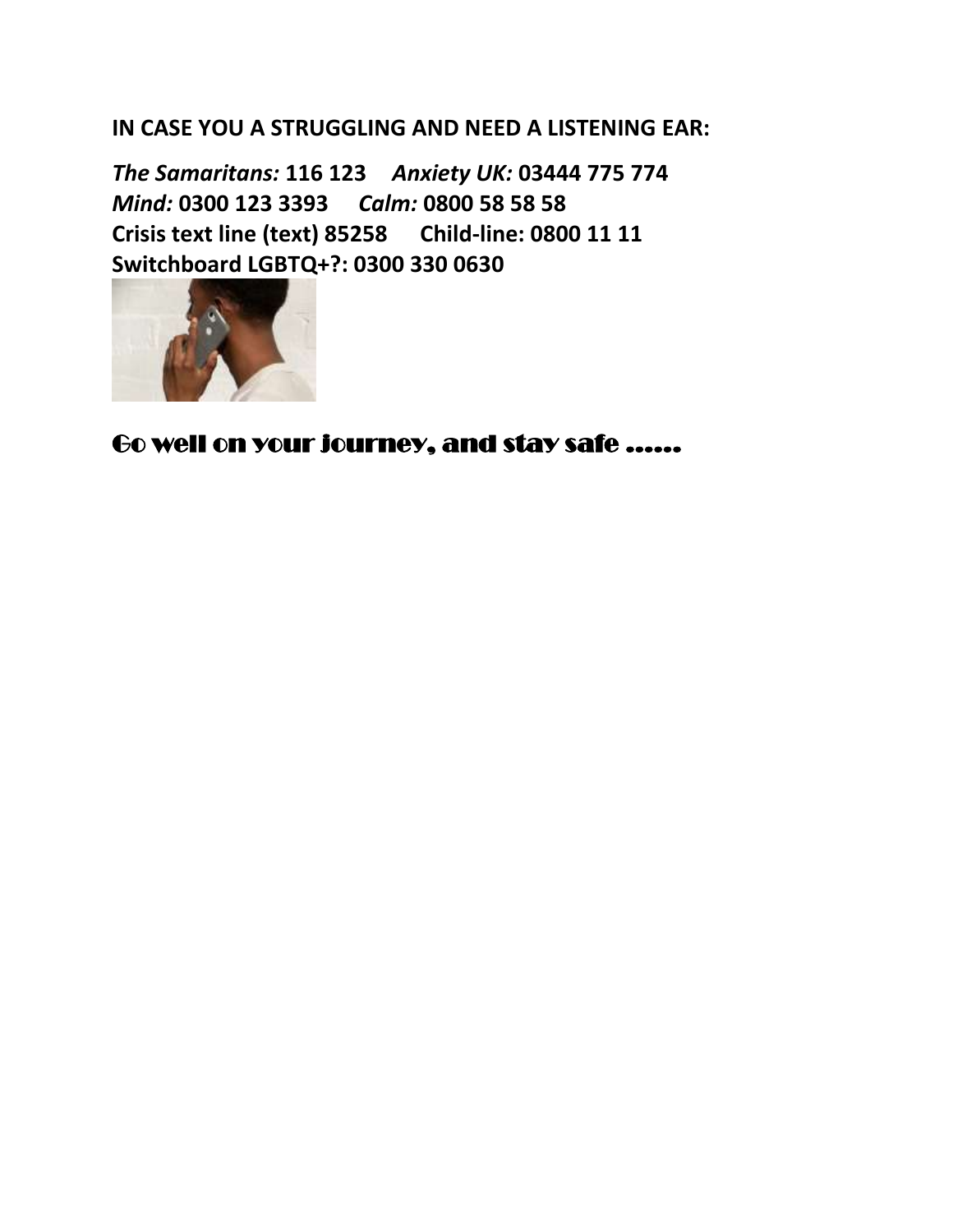**IN CASE YOU A STRUGGLING AND NEED A LISTENING EAR:**

***The Samaritans:*** **116 123** ***Anxiety UK:*** **03444 775 774**
***Mind:*** **0300 123 3393** ***Calm:*** **0800 58 58 58**
**Crisis text line (text) 85258** **Child-line: 0800 11 11**
**Switchboard LGBTQ+?: 0300 330 0630**

**Go well on your journey, and stay safe ……**